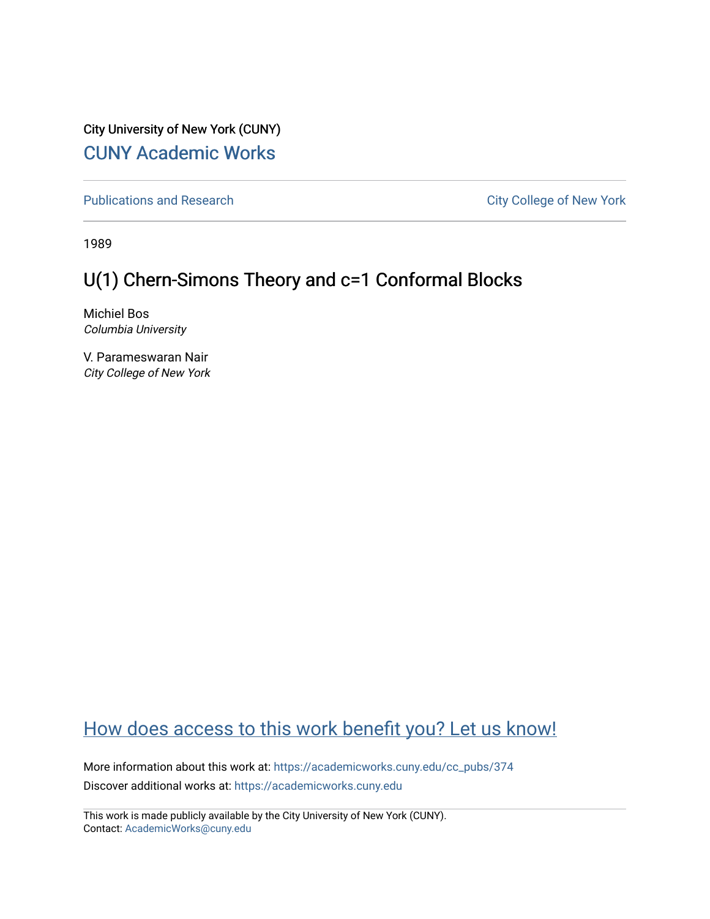City University of New York (CUNY)

CUNY Academic Works

Publications and Research

City College of New York

1989

# U(1) Chern-Simons Theory and c=1 Conformal Blocks

Michiel Bos
*Columbia University*

V. Parameswaran Nair
*City College of New York*

How does access to this work benefit you? Let us know!

More information about this work at: https://academicworks.cuny.edu/cc_pubs/374

Discover additional works at: https://academicworks.cuny.edu

This work is made publicly available by the City University of New York (CUNY).
Contact: AcademicWorks@cuny.edu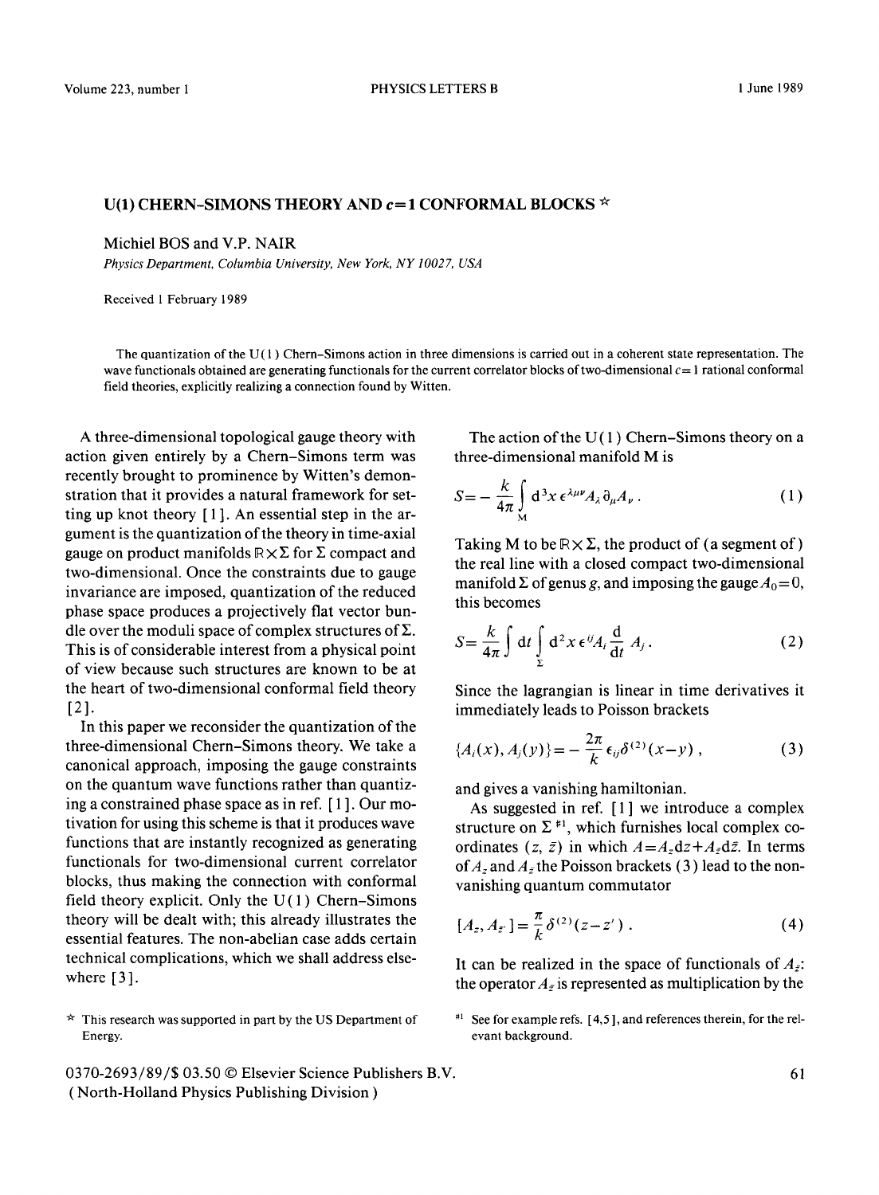# U(1) CHERN-SIMONS THEORY AND $c=1$ CONFORMAL BLOCKS ☆

Michiel BOS and V.P. NAIR

*Physics Department, Columbia University, New York, NY 10027, USA*

Received 1 February 1989

The quantization of the U(1) Chern-Simons action in three dimensions is carried out in a coherent state representation. The wave functionals obtained are generating functionals for the current correlator blocks of two-dimensional $c=1$ rational conformal field theories, explicitly realizing a connection found by Witten.

A three-dimensional topological gauge theory with action given entirely by a Chern-Simons term was recently brought to prominence by Witten's demonstration that it provides a natural framework for setting up knot theory [1]. An essential step in the argument is the quantization of the theory in time-axial gauge on product manifolds $\mathbb{R}\times\Sigma$ for $\Sigma$ compact and two-dimensional. Once the constraints due to gauge invariance are imposed, quantization of the reduced phase space produces a projectively flat vector bundle over the moduli space of complex structures of $\Sigma$. This is of considerable interest from a physical point of view because such structures are known to be at the heart of two-dimensional conformal field theory [2].

In this paper we reconsider the quantization of the three-dimensional Chern-Simons theory. We take a canonical approach, imposing the gauge constraints on the quantum wave functions rather than quantizing a constrained phase space as in ref. [1]. Our motivation for using this scheme is that it produces wave functions that are instantly recognized as generating functionals for two-dimensional current correlator blocks, thus making the connection with conformal field theory explicit. Only the U(1) Chern-Simons theory will be dealt with; this already illustrates the essential features. The non-abelian case adds certain technical complications, which we shall address elsewhere [3].

The action of the U(1) Chern-Simons theory on a three-dimensional manifold M is

$$S=-\frac{k}{4\pi}\int_{M} d^3x\,\epsilon^{\lambda\mu\nu}A_\lambda\,\partial_\mu A_\nu\,. \tag{1}$$

Taking M to be $\mathbb{R}\times\Sigma$, the product of (a segment of) the real line with a closed compact two-dimensional manifold $\Sigma$ of genus $g$, and imposing the gauge $A_0=0$, this becomes

$$S=\frac{k}{4\pi}\int dt\int_{\Sigma} d^2x\,\epsilon^{ij}A_i\frac{d}{dt}A_j\,. \tag{2}$$

Since the lagrangian is linear in time derivatives it immediately leads to Poisson brackets

$$\{A_i(x),A_j(y)\}=-\frac{2\pi}{k}\epsilon_{ij}\delta^{(2)}(x-y)\,, \tag{3}$$

and gives a vanishing hamiltonian.

As suggested in ref. [1] we introduce a complex structure on $\Sigma$ [#1], which furnishes local complex coordinates $(z,\bar z)$ in which $A=A_z dz+A_{\bar z}d\bar z$. In terms of $A_z$ and $A_{\bar z}$ the Poisson brackets (3) lead to the non-vanishing quantum commutator

$$[A_z,A_{\bar z'}]=\frac{\pi}{k}\delta^{(2)}(z-z')\,. \tag{4}$$

It can be realized in the space of functionals of $A_{\bar z}$: the operator $A_{\bar z}$ is represented as multiplication by the

☆ This research was supported in part by the US Department of Energy.

[#1] See for example refs. [4,5], and references therein, for the relevant background.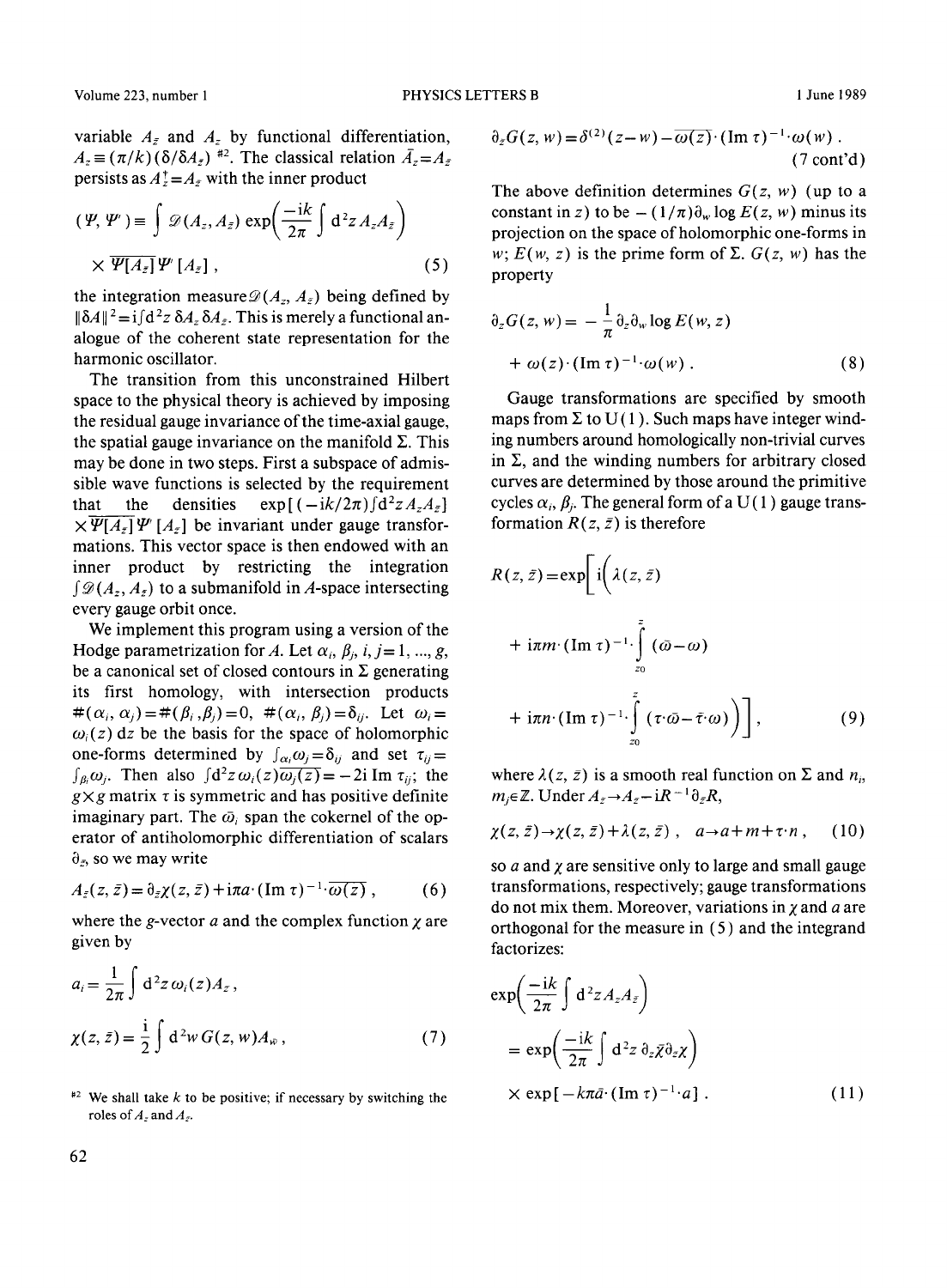variable $A_{\bar z}$ and $A_z$ by functional differentiation, $A_z \equiv (\pi/k)(\delta/\delta A_{\bar z})$ [#2]. The classical relation $\bar{A}_z = A_{\bar z}$ persists as $A_{\bar z}^\dagger = A_z$ with the inner product

$$(\Psi, \Psi') \equiv \int \mathscr{D}(A_z, A_{\bar z}) \exp\left(\frac{-ik}{2\pi}\int d^2z\, A_z A_{\bar z}\right) \times \overline{\Psi[A_{\bar z}]}\,\Psi'[A_{\bar z}] , \tag{5}$$

the integration measure $\mathscr{D}(A_z, A_{\bar z})$ being defined by $\|\delta A\|^2 = i\int d^2z\, \delta A_z\, \delta A_{\bar z}$. This is merely a functional analogue of the coherent state representation for the harmonic oscillator.

The transition from this unconstrained Hilbert space to the physical theory is achieved by imposing the residual gauge invariance of the time-axial gauge, the spatial gauge invariance on the manifold $\Sigma$. This may be done in two steps. First a subspace of admissible wave functions is selected by the requirement that the densities $\exp[(-ik/2\pi)\int d^2z\, A_z A_{\bar z}] \times \overline{\Psi[A_{\bar z}]}\,\Psi'[A_{\bar z}]$ be invariant under gauge transformations. This vector space is then endowed with an inner product by restricting the integration $\int \mathscr{D}(A_z, A_{\bar z})$ to a submanifold in $A$-space intersecting every gauge orbit once.

We implement this program using a version of the Hodge parametrization for $A$. Let $\alpha_i$, $\beta_j$, $i, j = 1, ..., g$, be a canonical set of closed contours in $\Sigma$ generating its first homology, with intersection products $\#(\alpha_i, \alpha_j) = \#(\beta_i, \beta_j) = 0$, $\#(\alpha_i, \beta_j) = \delta_{ij}$. Let $\omega_i = \omega_i(z)\,dz$ be the basis for the space of holomorphic one-forms determined by $\int_{\alpha_i}\omega_j = \delta_{ij}$ and set $\tau_{ij} = \int_{\beta_i}\omega_j$. Then also $\int d^2z\, \omega_i(z)\overline{\omega_j(z)} = -2i\, \mathrm{Im}\, \tau_{ij}$; the $g \times g$ matrix $\tau$ is symmetric and has positive definite imaginary part. The $\bar\omega_i$ span the cokernel of the operator of antiholomorphic differentiation of scalars $\partial_{\bar z}$, so we may write

$$A_{\bar z}(z, \bar z) = \partial_{\bar z}\chi(z, \bar z) + i\pi a\cdot(\mathrm{Im}\,\tau)^{-1}\cdot\overline{\omega(z)} , \tag{6}$$

where the $g$-vector $a$ and the complex function $\chi$ are given by

$$a_i = \frac{1}{2\pi}\int d^2z\, \omega_i(z) A_{\bar z} ,$$

$$\chi(z, \bar z) = \frac{i}{2}\int d^2w\, G(z, w) A_{\bar w} , \tag{7}$$

$$\partial_{\bar z} G(z, w) = \delta^{(2)}(z - w) - \overline{\omega(z)}\cdot(\mathrm{Im}\,\tau)^{-1}\cdot\omega(w) . \tag{7 cont'd}$$

The above definition determines $G(z, w)$ (up to a constant in $z$) to be $-(1/\pi)\partial_w \log E(z, w)$ minus its projection on the space of holomorphic one-forms in $w$; $E(w, z)$ is the prime form of $\Sigma$. $G(z, w)$ has the property

$$\partial_z G(z, w) = -\frac{1}{\pi}\partial_z\partial_w \log E(w, z) + \omega(z)\cdot(\mathrm{Im}\,\tau)^{-1}\cdot\omega(w) . \tag{8}$$

Gauge transformations are specified by smooth maps from $\Sigma$ to U(1). Such maps have integer winding numbers around homologically non-trivial curves in $\Sigma$, and the winding numbers for arbitrary closed curves are determined by those around the primitive cycles $\alpha_i$, $\beta_j$. The general form of a U(1) gauge transformation $R(z, \bar z)$ is therefore

$$R(z, \bar z) = \exp\left[i\left(\lambda(z, \bar z) + i\pi m\cdot(\mathrm{Im}\,\tau)^{-1}\cdot\int_{z_0}^{z}(\bar\omega - \omega) + i\pi n\cdot(\mathrm{Im}\,\tau)^{-1}\cdot\int_{z_0}^{z}(\tau\cdot\bar\omega - \bar\tau\cdot\omega)\right)\right] , \tag{9}$$

where $\lambda(z, \bar z)$ is a smooth real function on $\Sigma$ and $n_i$, $m_j \in \mathbb{Z}$. Under $A_{\bar z} \to A_{\bar z} - iR^{-1}\partial_{\bar z}R$,

$$\chi(z, \bar z) \to \chi(z, \bar z) + \lambda(z, \bar z) , \quad a \to a + m + \tau\cdot n , \tag{10}$$

so $a$ and $\chi$ are sensitive only to large and small gauge transformations, respectively; gauge transformations do not mix them. Moreover, variations in $\chi$ and $a$ are orthogonal for the measure in (5) and the integrand factorizes:

$$\exp\left(\frac{-ik}{2\pi}\int d^2z\, A_z A_{\bar z}\right) = \exp\left(\frac{-ik}{2\pi}\int d^2z\, \partial_z\bar\chi\partial_{\bar z}\chi\right) \times \exp[-k\pi\bar a\cdot(\mathrm{Im}\,\tau)^{-1}\cdot a] . \tag{11}$$

[#2] We shall take $k$ to be positive; if necessary by switching the roles of $A_z$ and $A_{\bar z}$.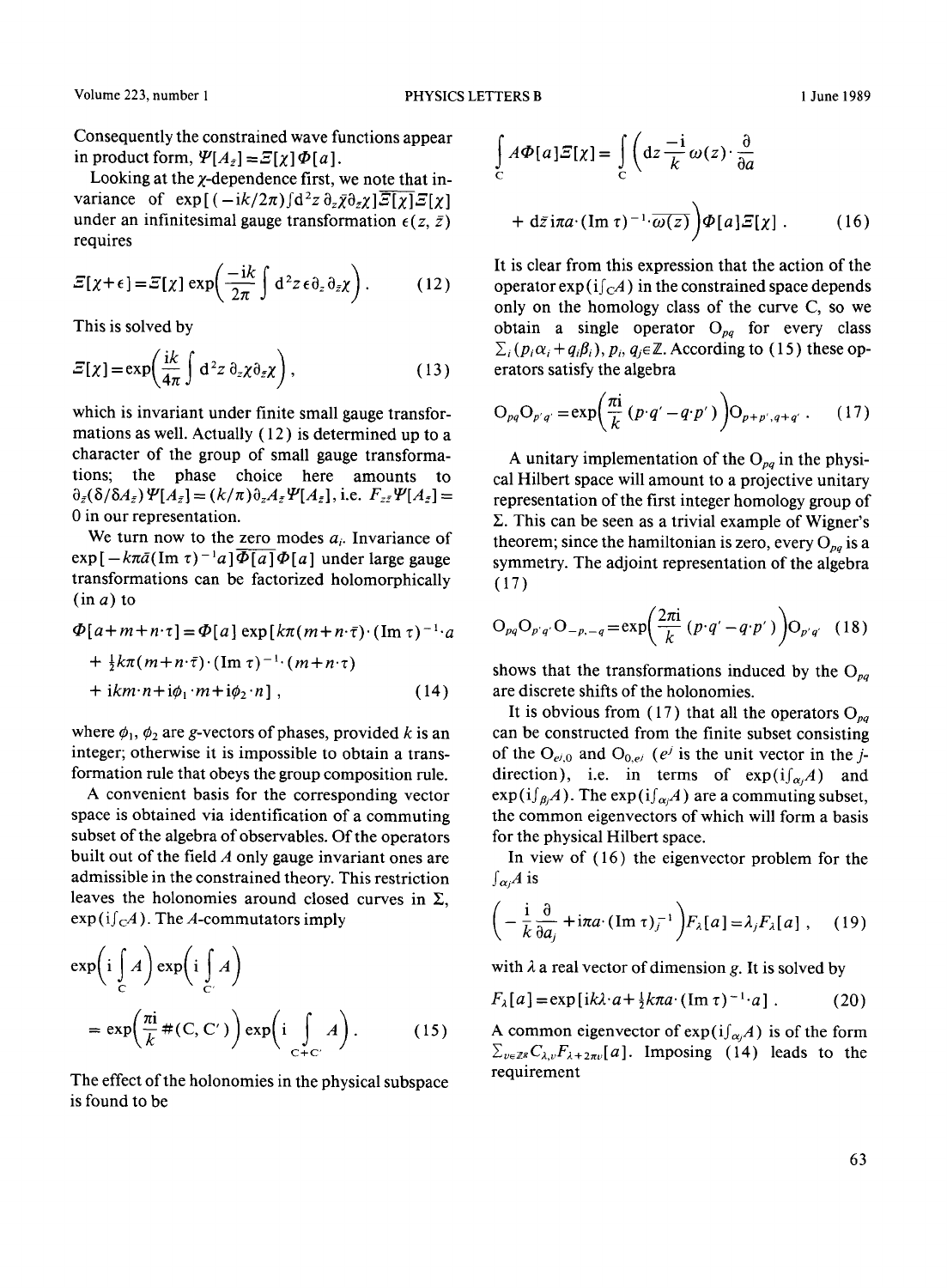Consequently the constrained wave functions appear in product form, $\Psi[A_{\bar z}] = \Xi[\chi]\Phi[a]$.

Looking at the $\chi$-dependence first, we note that invariance of $\exp[(-ik/2\pi)\int d^2z\, \partial_z\bar\chi\partial_{\bar z}\chi]\overline{\Xi[\chi]}\Xi[\chi]$ under an infinitesimal gauge transformation $\epsilon(z,\bar z)$ requires

$$\Xi[\chi+\epsilon] = \Xi[\chi]\exp\left(\frac{-ik}{2\pi}\int d^2z\, \epsilon\partial_z\partial_{\bar z}\chi\right). \tag{12}$$

This is solved by

$$\Xi[\chi] = \exp\left(\frac{ik}{4\pi}\int d^2z\, \partial_z\chi\partial_{\bar z}\chi\right), \tag{13}$$

which is invariant under finite small gauge transformations as well. Actually (12) is determined up to a character of the group of small gauge transformations; the phase choice here amounts to $\partial_{\bar z}(\delta/\delta A_{\bar z})\Psi[A_{\bar z}] = (k/\pi)\partial_z A_{\bar z}\Psi[A_{\bar z}]$, i.e. $F_{z\bar z}\Psi[A_{\bar z}] = 0$ in our representation.

We turn now to the zero modes $a_i$. Invariance of $\exp[-k\pi\bar a(\operatorname{Im}\tau)^{-1}a]\overline{\Phi[a]}\Phi[a]$ under large gauge transformations can be factorized holomorphically (in $a$) to

$$\begin{aligned}\Phi[a+m+n\cdot\tau] = \Phi[a]\exp[&k\pi(m+n\cdot\bar\tau)\cdot(\operatorname{Im}\tau)^{-1}\cdot a \\ &+ \tfrac{1}{2}k\pi(m+n\cdot\bar\tau)\cdot(\operatorname{Im}\tau)^{-1}\cdot(m+n\cdot\tau) \\ &+ ikm\cdot n + i\phi_1\cdot m + i\phi_2\cdot n],\end{aligned} \tag{14}$$

where $\phi_1$, $\phi_2$ are $g$-vectors of phases, provided $k$ is an integer; otherwise it is impossible to obtain a transformation rule that obeys the group composition rule.

A convenient basis for the corresponding vector space is obtained via identification of a commuting subset of the algebra of observables. Of the operators built out of the field $A$ only gauge invariant ones are admissible in the constrained theory. This restriction leaves the holonomies around closed curves in $\Sigma$, $\exp(i\int_C A)$. The $A$-commutators imply

$$\exp\left(i\int_C A\right)\exp\left(i\int_{C'} A\right) = \exp\left(\frac{\pi i}{k}\#(C,C')\right)\exp\left(i\int_{C+C'} A\right). \tag{15}$$

The effect of the holonomies in the physical subspace is found to be

$$\int_C A\Phi[a]\Xi[\chi] = \int_C\left(dz\frac{-i}{k}\omega(z)\cdot\frac{\partial}{\partial a} + d\bar z\, i\pi a\cdot(\operatorname{Im}\tau)^{-1}\cdot\overline{\omega(z)}\right)\Phi[a]\Xi[\chi]. \tag{16}$$

It is clear from this expression that the action of the operator $\exp(i\int_C A)$ in the constrained space depends only on the homology class of the curve C, so we obtain a single operator $O_{pq}$ for every class $\sum_i(p_i\alpha_i + q_i\beta_i)$, $p_i, q_i\in\mathbb{Z}$. According to (15) these operators satisfy the algebra

$$O_{pq}O_{p'q'} = \exp\left(\frac{\pi i}{k}(p\cdot q' - q\cdot p')\right)O_{p+p',q+q'}. \tag{17}$$

A unitary implementation of the $O_{pq}$ in the physical Hilbert space will amount to a projective unitary representation of the first integer homology group of $\Sigma$. This can be seen as a trivial example of Wigner's theorem; since the hamiltonian is zero, every $O_{pq}$ is a symmetry. The adjoint representation of the algebra (17)

$$O_{pq}O_{p'q'}O_{-p,-q} = \exp\left(\frac{2\pi i}{k}(p\cdot q' - q\cdot p')\right)O_{p'q'} \tag{18}$$

shows that the transformations induced by the $O_{pq}$ are discrete shifts of the holonomies.

It is obvious from (17) that all the operators $O_{pq}$ can be constructed from the finite subset consisting of the $O_{e^j,0}$ and $O_{0,e^j}$ ($e^j$ is the unit vector in the $j$-direction), i.e. in terms of $\exp(i\int_{\alpha_j}A)$ and $\exp(i\int_{\beta_j}A)$. The $\exp(i\int_{\alpha_j}A)$ are a commuting subset, the common eigenvectors of which will form a basis for the physical Hilbert space.

In view of (16) the eigenvector problem for the $\int_{\alpha_j}A$ is

$$\left(-\frac{i}{k}\frac{\partial}{\partial a_j} + i\pi a\cdot(\operatorname{Im}\tau)_j^{-1}\right)F_\lambda[a] = \lambda_j F_\lambda[a], \tag{19}$$

with $\lambda$ a real vector of dimension $g$. It is solved by

$$F_\lambda[a] = \exp[ik\lambda\cdot a + \tfrac{1}{2}k\pi a\cdot(\operatorname{Im}\tau)^{-1}\cdot a]. \tag{20}$$

A common eigenvector of $\exp(i\int_{\alpha_j}A)$ is of the form $\sum_{v\in\mathbb{Z}^g}C_{\lambda,v}F_{\lambda+2\pi v}[a]$. Imposing (14) leads to the requirement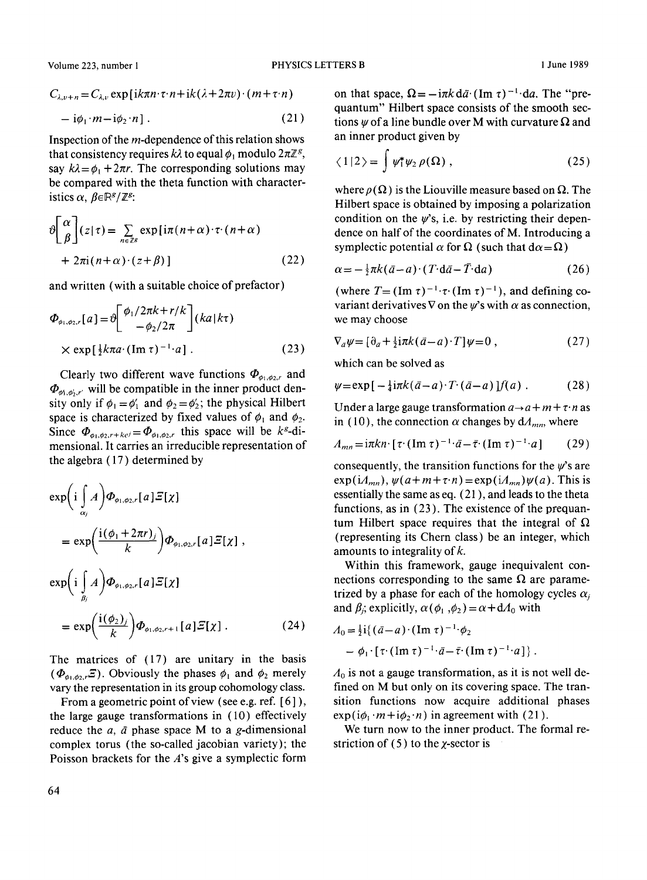$$C_{\lambda,\nu+n} = C_{\lambda,\nu} \exp[ik\pi n\cdot\tau\cdot n + ik(\lambda+2\pi\nu)\cdot(m+\tau\cdot n)$$

$$- i\phi_1\cdot m - i\phi_2\cdot n] . \tag{21}$$

Inspection of the $m$-dependence of this relation shows that consistency requires $k\lambda$ to equal $\phi_1$ modulo $2\pi\mathbb{Z}^g$, say $k\lambda = \phi_1 + 2\pi r$. The corresponding solutions may be compared with the theta function with characteristics $\alpha$, $\beta \in \mathbb{R}^g/\mathbb{Z}^g$:

$$\vartheta\begin{bmatrix}\alpha\\ \beta\end{bmatrix}(z|\tau) = \sum_{n\in\mathbb{Z}^g} \exp[i\pi(n+\alpha)\cdot\tau\cdot(n+\alpha)$$

$$+ 2\pi i(n+\alpha)\cdot(z+\beta)] \tag{22}$$

and written (with a suitable choice of prefactor)

$$\Phi_{\phi_1,\phi_2,r}[a] = \vartheta\begin{bmatrix}\phi_1/2\pi k + r/k\\ -\phi_2/2\pi\end{bmatrix}(ka|k\tau)$$

$$\times \exp[\tfrac{1}{2}k\pi a\cdot(\operatorname{Im}\tau)^{-1}\cdot a] . \tag{23}$$

Clearly two different wave functions $\Phi_{\phi_1,\phi_2,r}$ and $\Phi_{\phi_1',\phi_2',r'}$ will be compatible in the inner product density only if $\phi_1 = \phi_1'$ and $\phi_2 = \phi_2'$; the physical Hilbert space is characterized by fixed values of $\phi_1$ and $\phi_2$. Since $\Phi_{\phi_1,\phi_2,r+ke^j} = \Phi_{\phi_1,\phi_2,r}$ this space will be $k^g$-dimensional. It carries an irreducible representation of the algebra (17) determined by

$$\exp\left(i\int_{\alpha_j} A\right)\Phi_{\phi_1,\phi_2,r}[a]\Xi[\chi]$$

$$= \exp\left(\frac{i(\phi_1+2\pi r)_j}{k}\right)\Phi_{\phi_1,\phi_2,r}[a]\Xi[\chi] ,$$

$$\exp\left(i\int_{\beta_j} A\right)\Phi_{\phi_1,\phi_2,r}[a]\Xi[\chi]$$

$$= \exp\left(\frac{i(\phi_2)_j}{k}\right)\Phi_{\phi_1,\phi_2,r+1}[a]\Xi[\chi] . \tag{24}$$

The matrices of (17) are unitary in the basis $(\Phi_{\phi_1,\phi_2,r}\Xi)$. Obviously the phases $\phi_1$ and $\phi_2$ merely vary the representation in its group cohomology class.

From a geometric point of view (see e.g. ref. [6]), the large gauge transformations in (10) effectively reduce the $a$, $\bar{a}$ phase space M to a $g$-dimensional complex torus (the so-called jacobian variety); the Poisson brackets for the $A$'s give a symplectic form on that space, $\Omega = -i\pi k\, d\bar{a}\cdot(\operatorname{Im}\tau)^{-1}\cdot da$. The "prequantum" Hilbert space consists of the smooth sections $\psi$ of a line bundle over M with curvature $\Omega$ and an inner product given by

$$\langle 1|2\rangle = \int \psi_1^*\psi_2\,\rho(\Omega) , \tag{25}$$

where $\rho(\Omega)$ is the Liouville measure based on $\Omega$. The Hilbert space is obtained by imposing a polarization condition on the $\psi$'s, i.e. by restricting their dependence on half of the coordinates of M. Introducing a symplectic potential $\alpha$ for $\Omega$ (such that $d\alpha = \Omega$)

$$\alpha = -\tfrac{1}{2}\pi k(\bar{a}-a)\cdot(T\cdot d\bar{a} - \bar{T}\cdot da) \tag{26}$$

(where $T = (\operatorname{Im}\tau)^{-1}\cdot\tau\cdot(\operatorname{Im}\tau)^{-1}$), and defining covariant derivatives $\nabla$ on the $\psi$'s with $\alpha$ as connection, we may choose

$$\nabla_{\bar{a}}\psi = [\partial_{\bar{a}} + \tfrac{1}{2}i\pi k(\bar{a}-a)\cdot T]\psi = 0 , \tag{27}$$

which can be solved as

$$\psi = \exp[-\tfrac{1}{4}i\pi k(\bar{a}-a)\cdot T\cdot(\bar{a}-a)]f(a) . \tag{28}$$

Under a large gauge transformation $a \to a + m + \tau\cdot n$ as in (10), the connection $\alpha$ changes by $d\Lambda_{mn}$, where

$$\Lambda_{mn} = i\pi k n\cdot[\tau\cdot(\operatorname{Im}\tau)^{-1}\cdot\bar{a} - \bar{\tau}\cdot(\operatorname{Im}\tau)^{-1}\cdot a] \tag{29}$$

consequently, the transition functions for the $\psi$'s are $\exp(i\Lambda_{mn})$, $\psi(a+m+\tau\cdot n) = \exp(i\Lambda_{mn})\psi(a)$. This is essentially the same as eq. (21), and leads to the theta functions, as in (23). The existence of the prequantum Hilbert space requires that the integral of $\Omega$ (representing its Chern class) be an integer, which amounts to integrality of $k$.

Within this framework, gauge inequivalent connections corresponding to the same $\Omega$ are parametrized by a phase for each of the homology cycles $\alpha_j$ and $\beta_j$; explicitly, $\alpha(\phi_1,\phi_2) = \alpha + d\Lambda_0$ with

$$\Lambda_0 = \tfrac{1}{2}i\{(\bar{a}-a)\cdot(\operatorname{Im}\tau)^{-1}\cdot\phi_2$$

$$- \phi_1\cdot[\tau\cdot(\operatorname{Im}\tau)^{-1}\cdot\bar{a} - \bar{\tau}\cdot(\operatorname{Im}\tau)^{-1}\cdot a]\} .$$

$\Lambda_0$ is not a gauge transformation, as it is not well defined on M but only on its covering space. The transition functions now acquire additional phases $\exp(i\phi_1\cdot m + i\phi_2\cdot n)$ in agreement with (21).

We turn now to the inner product. The formal restriction of (5) to the $\chi$-sector is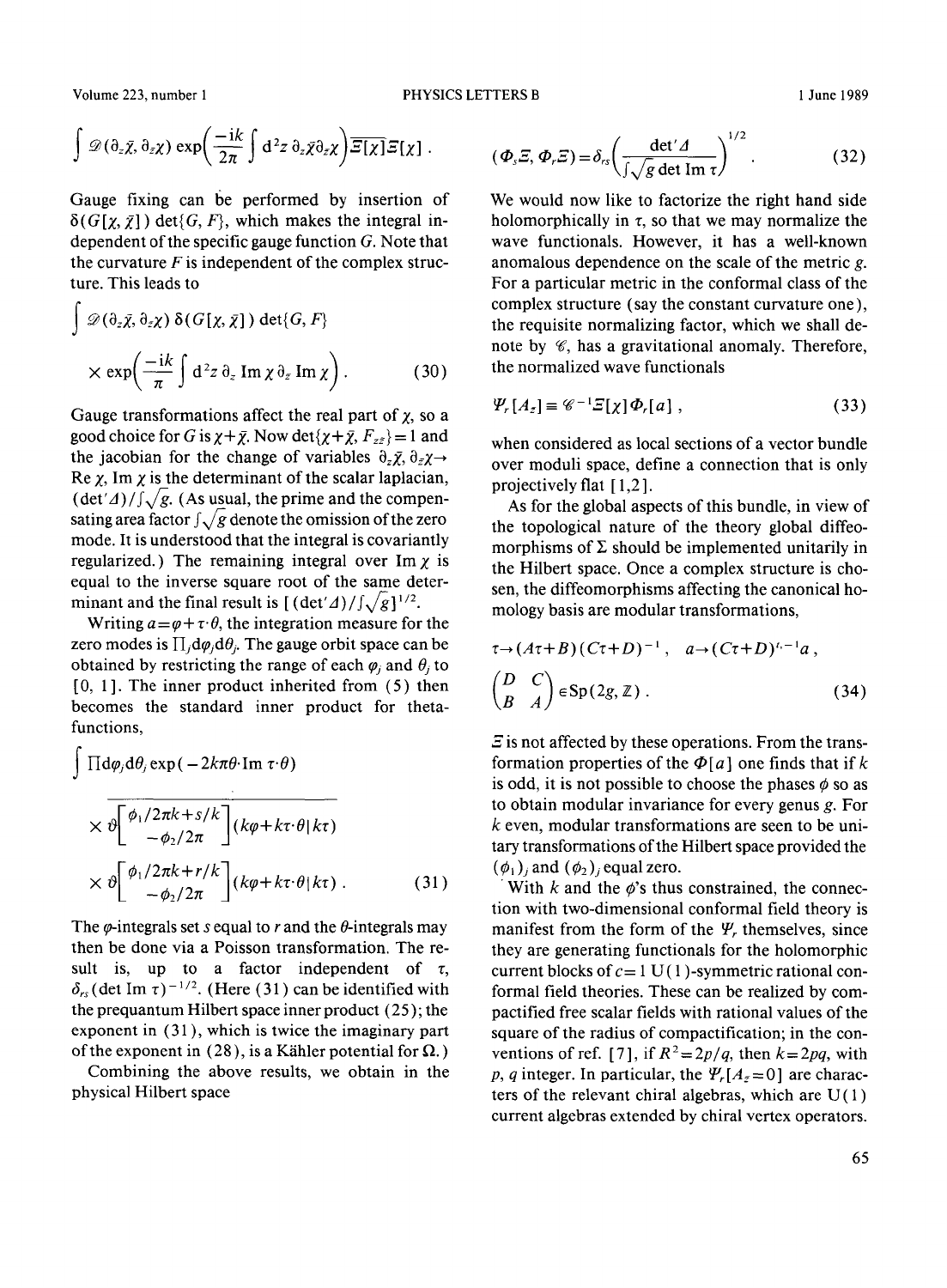$$\int \mathscr{D}(\partial_z\bar\chi, \partial_{\bar z}\chi) \exp\left(\frac{-ik}{2\pi}\int d^2z\, \partial_z\bar\chi \partial_{\bar z}\chi\right)\overline{\Xi[\chi]}\Xi[\chi]\,.$$

Gauge fixing can be performed by insertion of $\delta(G[\chi, \bar\chi])\det\{G, F\}$, which makes the integral independent of the specific gauge function $G$. Note that the curvature $F$ is independent of the complex structure. This leads to

$$\int \mathscr{D}(\partial_z\bar\chi, \partial_{\bar z}\chi)\, \delta(G[\chi,\bar\chi])\det\{G, F\} \times \exp\left(\frac{-ik}{\pi}\int d^2z\, \partial_z \operatorname{Im}\chi\, \partial_{\bar z}\operatorname{Im}\chi\right). \quad (30)$$

Gauge transformations affect the real part of $\chi$, so a good choice for $G$ is $\chi+\bar\chi$. Now $\det\{\chi+\bar\chi, F_{z\bar z}\}=1$ and the jacobian for the change of variables $\partial_z\bar\chi, \partial_{\bar z}\chi \to \operatorname{Re}\chi, \operatorname{Im}\chi$ is the determinant of the scalar laplacian, $(\det'\Delta)/\int\sqrt{g}$. (As usual, the prime and the compensating area factor $\int\sqrt{g}$ denote the omission of the zero mode. It is understood that the integral is covariantly regularized.) The remaining integral over $\operatorname{Im}\chi$ is equal to the inverse square root of the same determinant and the final result is $[(\det'\Delta)/\int\sqrt{g}]^{1/2}$.

Writing $a=\varphi+\tau\cdot\theta$, the integration measure for the zero modes is $\prod_j d\varphi_j d\theta_j$. The gauge orbit space can be obtained by restricting the range of each $\varphi_j$ and $\theta_j$ to $[0, 1]$. The inner product inherited from (5) then becomes the standard inner product for theta-functions,

$$\int \prod d\varphi_j d\theta_j \exp(-2k\pi\theta\cdot\operatorname{Im}\tau\cdot\theta)$$
$$\times\, \overline{\vartheta\begin{bmatrix}\phi_1/2\pi k+s/k\\ -\phi_2/2\pi\end{bmatrix}(k\varphi+k\tau\cdot\theta|k\tau)}$$
$$\times\, \vartheta\begin{bmatrix}\phi_1/2\pi k+r/k\\ -\phi_2/2\pi\end{bmatrix}(k\varphi+k\tau\cdot\theta|k\tau)\,. \quad (31)$$

The $\varphi$-integrals set $s$ equal to $r$ and the $\theta$-integrals may then be done via a Poisson transformation. The result is, up to a factor independent of $\tau$, $\delta_{rs}(\det\operatorname{Im}\tau)^{-1/2}$. (Here (31) can be identified with the prequantum Hilbert space inner product (25); the exponent in (31), which is twice the imaginary part of the exponent in (28), is a Kähler potential for $\Omega$.)

Combining the above results, we obtain in the physical Hilbert space

$$(\Phi_s\Xi, \Phi_r\Xi)=\delta_{rs}\left(\frac{\det'\Delta}{\int\sqrt{g}\det\operatorname{Im}\tau}\right)^{1/2}. \quad (32)$$

We would now like to factorize the right hand side holomorphically in $\tau$, so that we may normalize the wave functionals. However, it has a well-known anomalous dependence on the scale of the metric $g$. For a particular metric in the conformal class of the complex structure (say the constant curvature one), the requisite normalizing factor, which we shall denote by $\mathscr{C}$, has a gravitational anomaly. Therefore, the normalized wave functionals

$$\Psi_r[A_z]\equiv \mathscr{C}^{-1}\Xi[\chi]\Phi_r[a]\,, \quad (33)$$

when considered as local sections of a vector bundle over moduli space, define a connection that is only projectively flat [1,2].

As for the global aspects of this bundle, in view of the topological nature of the theory global diffeomorphisms of $\Sigma$ should be implemented unitarily in the Hilbert space. Once a complex structure is chosen, the diffeomorphisms affecting the canonical homology basis are modular transformations,

$$\tau\to(A\tau+B)(C\tau+D)^{-1}\,,\quad a\to(C\tau+D)^{t,-1}a\,,$$
$$\begin{pmatrix}D & C\\ B & A\end{pmatrix}\in \mathrm{Sp}(2g,\mathbb{Z})\,. \quad (34)$$

$\Xi$ is not affected by these operations. From the transformation properties of the $\Phi[a]$ one finds that if $k$ is odd, it is not possible to choose the phases $\phi$ so as to obtain modular invariance for every genus $g$. For $k$ even, modular transformations are seen to be unitary transformations of the Hilbert space provided the $(\phi_1)_j$ and $(\phi_2)_j$ equal zero.

With $k$ and the $\phi$'s thus constrained, the connection with two-dimensional conformal field theory is manifest from the form of the $\Psi_r$ themselves, since they are generating functionals for the holomorphic current blocks of $c=1$ U(1)-symmetric rational conformal field theories. These can be realized by compactified free scalar fields with rational values of the square of the radius of compactification; in the conventions of ref. [7], if $R^2=2p/q$, then $k=2pq$, with $p$, $q$ integer. In particular, the $\Psi_r[A_z=0]$ are characters of the relevant chiral algebras, which are U(1) current algebras extended by chiral vertex operators.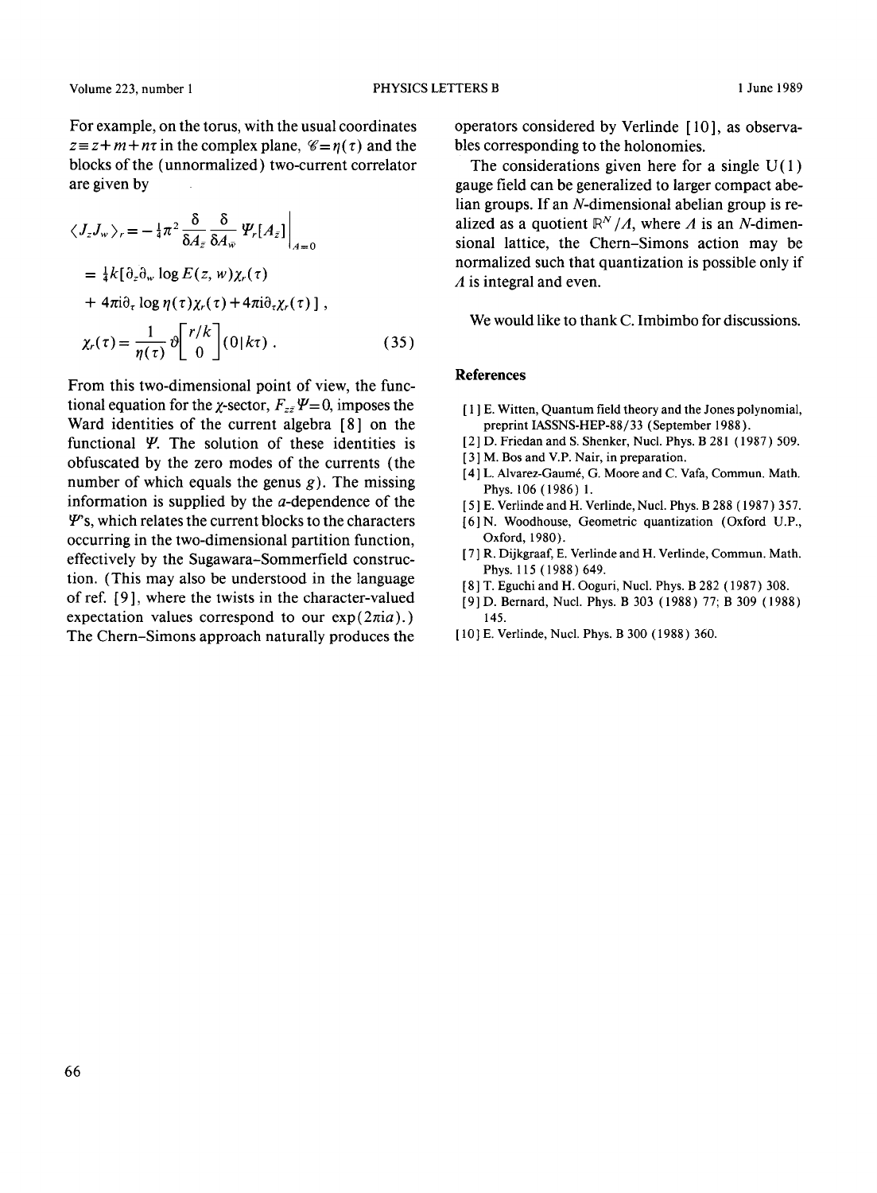For example, on the torus, with the usual coordinates $z \equiv z+m+n\tau$ in the complex plane, $\mathscr{C}=\eta(\tau)$ and the blocks of the (unnormalized) two-current correlator are given by

$$
\begin{aligned}
\langle J_z J_w \rangle_r &= -\tfrac{1}{4}\pi^2 \frac{\delta}{\delta A_{\bar{z}}} \frac{\delta}{\delta A_{\bar{w}}} \Psi_r[A_{\bar{z}}] \bigg|_{A=0} \\
&= \tfrac{1}{4}k[\partial_z \partial_w \log E(z,w)\chi_r(\tau) \\
&\quad + 4\pi \mathrm{i} \partial_\tau \log \eta(\tau) \chi_r(\tau) + 4\pi \mathrm{i} \partial_\tau \chi_r(\tau)] \,, \\
\chi_r(\tau) &= \frac{1}{\eta(\tau)} \vartheta \begin{bmatrix} r/k \\ 0 \end{bmatrix} (0 | k\tau) \,.
\end{aligned} \tag{35}
$$

From this two-dimensional point of view, the functional equation for the $\chi$-sector, $F_{z\bar{z}}\Psi = 0$, imposes the Ward identities of the current algebra [8] on the functional $\Psi$. The solution of these identities is obfuscated by the zero modes of the currents (the number of which equals the genus $g$). The missing information is supplied by the $a$-dependence of the $\Psi$'s, which relates the current blocks to the characters occurring in the two-dimensional partition function, effectively by the Sugawara–Sommerfield construction. (This may also be understood in the language of ref. [9], where the twists in the character-valued expectation values correspond to our $\exp(2\pi \mathrm{i} a)$.) The Chern–Simons approach naturally produces the operators considered by Verlinde [10], as observables corresponding to the holonomies.

The considerations given here for a single U(1) gauge field can be generalized to larger compact abelian groups. If an $N$-dimensional abelian group is realized as a quotient $\mathbb{R}^N/\Lambda$, where $\Lambda$ is an $N$-dimensional lattice, the Chern–Simons action may be normalized such that quantization is possible only if $\Lambda$ is integral and even.

We would like to thank C. Imbimbo for discussions.

## References

[1] E. Witten, Quantum field theory and the Jones polynomial, preprint IASSNS-HEP-88/33 (September 1988).
[2] D. Friedan and S. Shenker, Nucl. Phys. B 281 (1987) 509.
[3] M. Bos and V.P. Nair, in preparation.
[4] L. Alvarez-Gaumé, G. Moore and C. Vafa, Commun. Math. Phys. 106 (1986) 1.
[5] E. Verlinde and H. Verlinde, Nucl. Phys. B 288 (1987) 357.
[6] N. Woodhouse, Geometric quantization (Oxford U.P., Oxford, 1980).
[7] R. Dijkgraaf, E. Verlinde and H. Verlinde, Commun. Math. Phys. 115 (1988) 649.
[8] T. Eguchi and H. Ooguri, Nucl. Phys. B 282 (1987) 308.
[9] D. Bernard, Nucl. Phys. B 303 (1988) 77; B 309 (1988) 145.
[10] E. Verlinde, Nucl. Phys. B 300 (1988) 360.